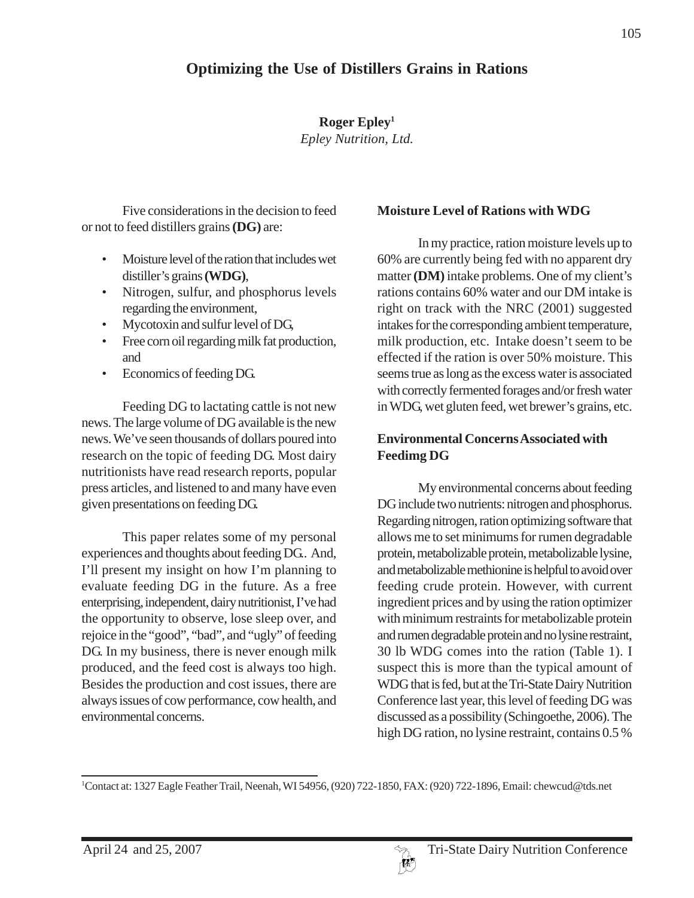# Optimizing the Use of Distillers Grains in Rations

**Roger Epley**[1]
*Epley Nutrition, Ltd.*

Five considerations in the decision to feed or not to feed distillers grains **(DG)** are:

- Moisture level of the ration that includes wet distiller's grains **(WDG)**,
- Nitrogen, sulfur, and phosphorus levels regarding the environment,
- Mycotoxin and sulfur level of DG,
- Free corn oil regarding milk fat production, and
- Economics of feeding DG.

Feeding DG to lactating cattle is not new news. The large volume of DG available is the new news. We've seen thousands of dollars poured into research on the topic of feeding DG. Most dairy nutritionists have read research reports, popular press articles, and listened to and many have even given presentations on feeding DG.

This paper relates some of my personal experiences and thoughts about feeding DG.. And, I'll present my insight on how I'm planning to evaluate feeding DG in the future. As a free enterprising, independent, dairy nutritionist, I've had the opportunity to observe, lose sleep over, and rejoice in the "good", "bad", and "ugly" of feeding DG. In my business, there is never enough milk produced, and the feed cost is always too high. Besides the production and cost issues, there are always issues of cow performance, cow health, and environmental concerns.

## Moisture Level of Rations with WDG

In my practice, ration moisture levels up to 60% are currently being fed with no apparent dry matter **(DM)** intake problems. One of my client's rations contains 60% water and our DM intake is right on track with the NRC (2001) suggested intakes for the corresponding ambient temperature, milk production, etc. Intake doesn't seem to be effected if the ration is over 50% moisture. This seems true as long as the excess water is associated with correctly fermented forages and/or fresh water in WDG, wet gluten feed, wet brewer's grains, etc.

## Environmental Concerns Associated with Feedimg DG

My environmental concerns about feeding DG include two nutrients: nitrogen and phosphorus. Regarding nitrogen, ration optimizing software that allows me to set minimums for rumen degradable protein, metabolizable protein, metabolizable lysine, and metabolizable methionine is helpful to avoid over feeding crude protein. However, with current ingredient prices and by using the ration optimizer with minimum restraints for metabolizable protein and rumen degradable protein and no lysine restraint, 30 lb WDG comes into the ration (Table 1). I suspect this is more than the typical amount of WDG that is fed, but at the Tri-State Dairy Nutrition Conference last year, this level of feeding DG was discussed as a possibility (Schingoethe, 2006). The high DG ration, no lysine restraint, contains 0.5 %

[1]Contact at: 1327 Eagle Feather Trail, Neenah, WI 54956, (920) 722-1850, FAX: (920) 722-1896, Email: chewcud@tds.net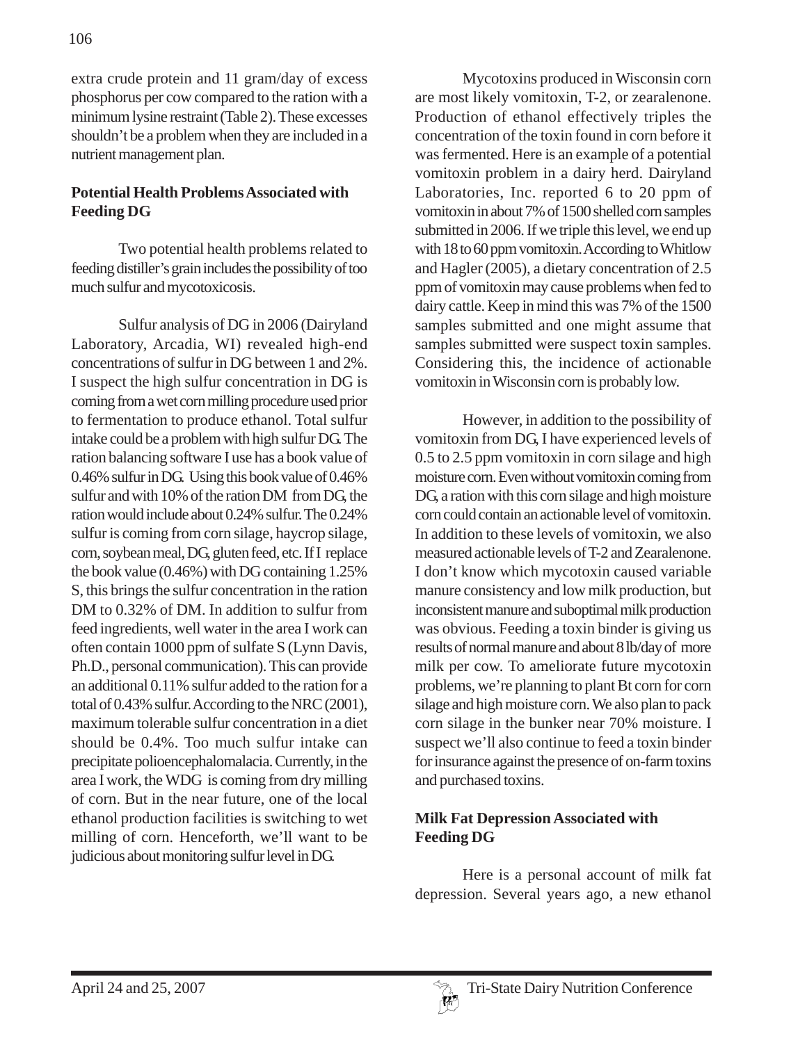extra crude protein and 11 gram/day of excess phosphorus per cow compared to the ration with a minimum lysine restraint (Table 2). These excesses shouldn't be a problem when they are included in a nutrient management plan.

**Potential Health Problems Associated with Feeding DG**

Two potential health problems related to feeding distiller's grain includes the possibility of too much sulfur and mycotoxicosis.

Sulfur analysis of DG in 2006 (Dairyland Laboratory, Arcadia, WI) revealed high-end concentrations of sulfur in DG between 1 and 2%. I suspect the high sulfur concentration in DG is coming from a wet corn milling procedure used prior to fermentation to produce ethanol. Total sulfur intake could be a problem with high sulfur DG. The ration balancing software I use has a book value of 0.46% sulfur in DG. Using this book value of 0.46% sulfur and with 10% of the ration DM from DG, the ration would include about 0.24% sulfur. The 0.24% sulfur is coming from corn silage, haycrop silage, corn, soybean meal, DG, gluten feed, etc. If I replace the book value (0.46%) with DG containing 1.25% S, this brings the sulfur concentration in the ration DM to 0.32% of DM. In addition to sulfur from feed ingredients, well water in the area I work can often contain 1000 ppm of sulfate S (Lynn Davis, Ph.D., personal communication). This can provide an additional 0.11% sulfur added to the ration for a total of 0.43% sulfur. According to the NRC (2001), maximum tolerable sulfur concentration in a diet should be 0.4%. Too much sulfur intake can precipitate polioencephalomalacia. Currently, in the area I work, the WDG is coming from dry milling of corn. But in the near future, one of the local ethanol production facilities is switching to wet milling of corn. Henceforth, we'll want to be judicious about monitoring sulfur level in DG.

Mycotoxins produced in Wisconsin corn are most likely vomitoxin, T-2, or zearalenone. Production of ethanol effectively triples the concentration of the toxin found in corn before it was fermented. Here is an example of a potential vomitoxin problem in a dairy herd. Dairyland Laboratories, Inc. reported 6 to 20 ppm of vomitoxin in about 7% of 1500 shelled corn samples submitted in 2006. If we triple this level, we end up with 18 to 60 ppm vomitoxin. According to Whitlow and Hagler (2005), a dietary concentration of 2.5 ppm of vomitoxin may cause problems when fed to dairy cattle. Keep in mind this was 7% of the 1500 samples submitted and one might assume that samples submitted were suspect toxin samples. Considering this, the incidence of actionable vomitoxin in Wisconsin corn is probably low.

However, in addition to the possibility of vomitoxin from DG, I have experienced levels of 0.5 to 2.5 ppm vomitoxin in corn silage and high moisture corn. Even without vomitoxin coming from DG, a ration with this corn silage and high moisture corn could contain an actionable level of vomitoxin. In addition to these levels of vomitoxin, we also measured actionable levels of T-2 and Zearalenone. I don't know which mycotoxin caused variable manure consistency and low milk production, but inconsistent manure and suboptimal milk production was obvious. Feeding a toxin binder is giving us results of normal manure and about 8 lb/day of more milk per cow. To ameliorate future mycotoxin problems, we're planning to plant Bt corn for corn silage and high moisture corn. We also plan to pack corn silage in the bunker near 70% moisture. I suspect we'll also continue to feed a toxin binder for insurance against the presence of on-farm toxins and purchased toxins.

**Milk Fat Depression Associated with Feeding DG**

Here is a personal account of milk fat depression. Several years ago, a new ethanol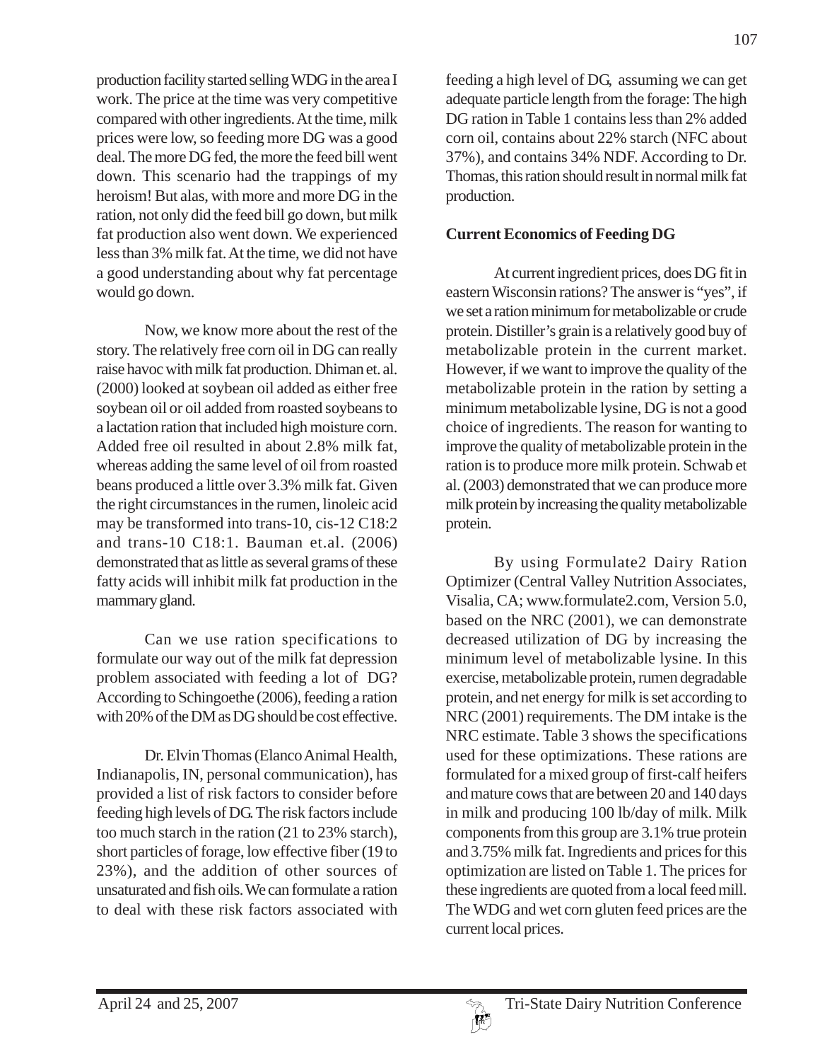production facility started selling WDG in the area I work. The price at the time was very competitive compared with other ingredients. At the time, milk prices were low, so feeding more DG was a good deal. The more DG fed, the more the feed bill went down. This scenario had the trappings of my heroism! But alas, with more and more DG in the ration, not only did the feed bill go down, but milk fat production also went down. We experienced less than 3% milk fat. At the time, we did not have a good understanding about why fat percentage would go down.

Now, we know more about the rest of the story. The relatively free corn oil in DG can really raise havoc with milk fat production. Dhiman et. al. (2000) looked at soybean oil added as either free soybean oil or oil added from roasted soybeans to a lactation ration that included high moisture corn. Added free oil resulted in about 2.8% milk fat, whereas adding the same level of oil from roasted beans produced a little over 3.3% milk fat. Given the right circumstances in the rumen, linoleic acid may be transformed into trans-10, cis-12 C18:2 and trans-10 C18:1. Bauman et.al. (2006) demonstrated that as little as several grams of these fatty acids will inhibit milk fat production in the mammary gland.

Can we use ration specifications to formulate our way out of the milk fat depression problem associated with feeding a lot of DG? According to Schingoethe (2006), feeding a ration with 20% of the DM as DG should be cost effective.

Dr. Elvin Thomas (Elanco Animal Health, Indianapolis, IN, personal communication), has provided a list of risk factors to consider before feeding high levels of DG. The risk factors include too much starch in the ration (21 to 23% starch), short particles of forage, low effective fiber (19 to 23%), and the addition of other sources of unsaturated and fish oils. We can formulate a ration to deal with these risk factors associated with feeding a high level of DG, assuming we can get adequate particle length from the forage: The high DG ration in Table 1 contains less than 2% added corn oil, contains about 22% starch (NFC about 37%), and contains 34% NDF. According to Dr. Thomas, this ration should result in normal milk fat production.

**Current Economics of Feeding DG**

At current ingredient prices, does DG fit in eastern Wisconsin rations? The answer is "yes", if we set a ration minimum for metabolizable or crude protein. Distiller's grain is a relatively good buy of metabolizable protein in the current market. However, if we want to improve the quality of the metabolizable protein in the ration by setting a minimum metabolizable lysine, DG is not a good choice of ingredients. The reason for wanting to improve the quality of metabolizable protein in the ration is to produce more milk protein. Schwab et al. (2003) demonstrated that we can produce more milk protein by increasing the quality metabolizable protein.

By using Formulate2 Dairy Ration Optimizer (Central Valley Nutrition Associates, Visalia, CA; www.formulate2.com, Version 5.0, based on the NRC (2001), we can demonstrate decreased utilization of DG by increasing the minimum level of metabolizable lysine. In this exercise, metabolizable protein, rumen degradable protein, and net energy for milk is set according to NRC (2001) requirements. The DM intake is the NRC estimate. Table 3 shows the specifications used for these optimizations. These rations are formulated for a mixed group of first-calf heifers and mature cows that are between 20 and 140 days in milk and producing 100 lb/day of milk. Milk components from this group are 3.1% true protein and 3.75% milk fat. Ingredients and prices for this optimization are listed on Table 1. The prices for these ingredients are quoted from a local feed mill. The WDG and wet corn gluten feed prices are the current local prices.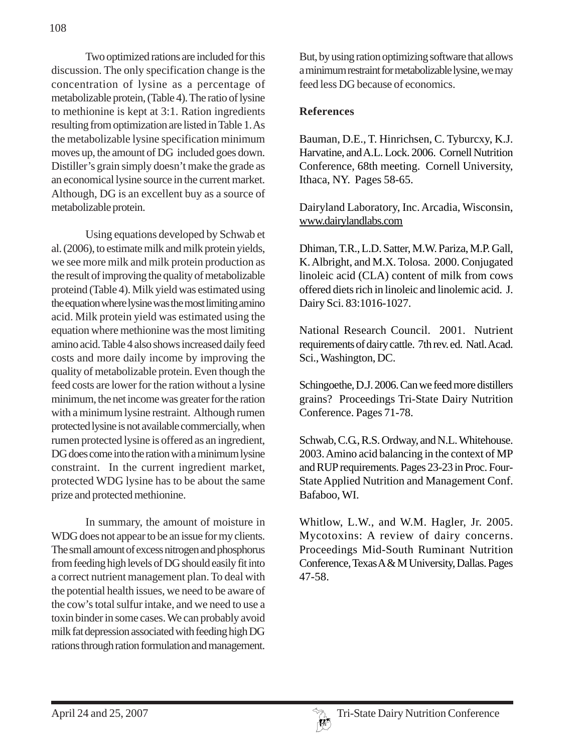Two optimized rations are included for this discussion. The only specification change is the concentration of lysine as a percentage of metabolizable protein, (Table 4). The ratio of lysine to methionine is kept at 3:1. Ration ingredients resulting from optimization are listed in Table 1. As the metabolizable lysine specification minimum moves up, the amount of DG included goes down. Distiller's grain simply doesn't make the grade as an economical lysine source in the current market. Although, DG is an excellent buy as a source of metabolizable protein.

Using equations developed by Schwab et al. (2006), to estimate milk and milk protein yields, we see more milk and milk protein production as the result of improving the quality of metabolizable proteind (Table 4). Milk yield was estimated using the equation where lysine was the most limiting amino acid. Milk protein yield was estimated using the equation where methionine was the most limiting amino acid. Table 4 also shows increased daily feed costs and more daily income by improving the quality of metabolizable protein. Even though the feed costs are lower for the ration without a lysine minimum, the net income was greater for the ration with a minimum lysine restraint. Although rumen protected lysine is not available commercially, when rumen protected lysine is offered as an ingredient, DG does come into the ration with a minimum lysine constraint. In the current ingredient market, protected WDG lysine has to be about the same prize and protected methionine.

In summary, the amount of moisture in WDG does not appear to be an issue for my clients. The small amount of excess nitrogen and phosphorus from feeding high levels of DG should easily fit into a correct nutrient management plan. To deal with the potential health issues, we need to be aware of the cow's total sulfur intake, and we need to use a toxin binder in some cases. We can probably avoid milk fat depression associated with feeding high DG rations through ration formulation and management. But, by using ration optimizing software that allows a minimum restraint for metabolizable lysine, we may feed less DG because of economics.

## References

Bauman, D.E., T. Hinrichsen, C. Tyburcxy, K.J. Harvatine, and A.L. Lock. 2006. Cornell Nutrition Conference, 68th meeting. Cornell University, Ithaca, NY. Pages 58-65.

Dairyland Laboratory, Inc. Arcadia, Wisconsin, www.dairylandlabs.com

Dhiman, T.R., L.D. Satter, M.W. Pariza, M.P. Gall, K. Albright, and M.X. Tolosa. 2000. Conjugated linoleic acid (CLA) content of milk from cows offered diets rich in linoleic and linolemic acid. J. Dairy Sci. 83:1016-1027.

National Research Council. 2001. Nutrient requirements of dairy cattle. 7th rev. ed. Natl. Acad. Sci., Washington, DC.

Schingoethe, D.J. 2006. Can we feed more distillers grains? Proceedings Tri-State Dairy Nutrition Conference. Pages 71-78.

Schwab, C.G., R.S. Ordway, and N.L. Whitehouse. 2003. Amino acid balancing in the context of MP and RUP requirements. Pages 23-23 in Proc. Four-State Applied Nutrition and Management Conf. Bafaboo, WI.

Whitlow, L.W., and W.M. Hagler, Jr. 2005. Mycotoxins: A review of dairy concerns. Proceedings Mid-South Ruminant Nutrition Conference, Texas A & M University, Dallas. Pages 47-58.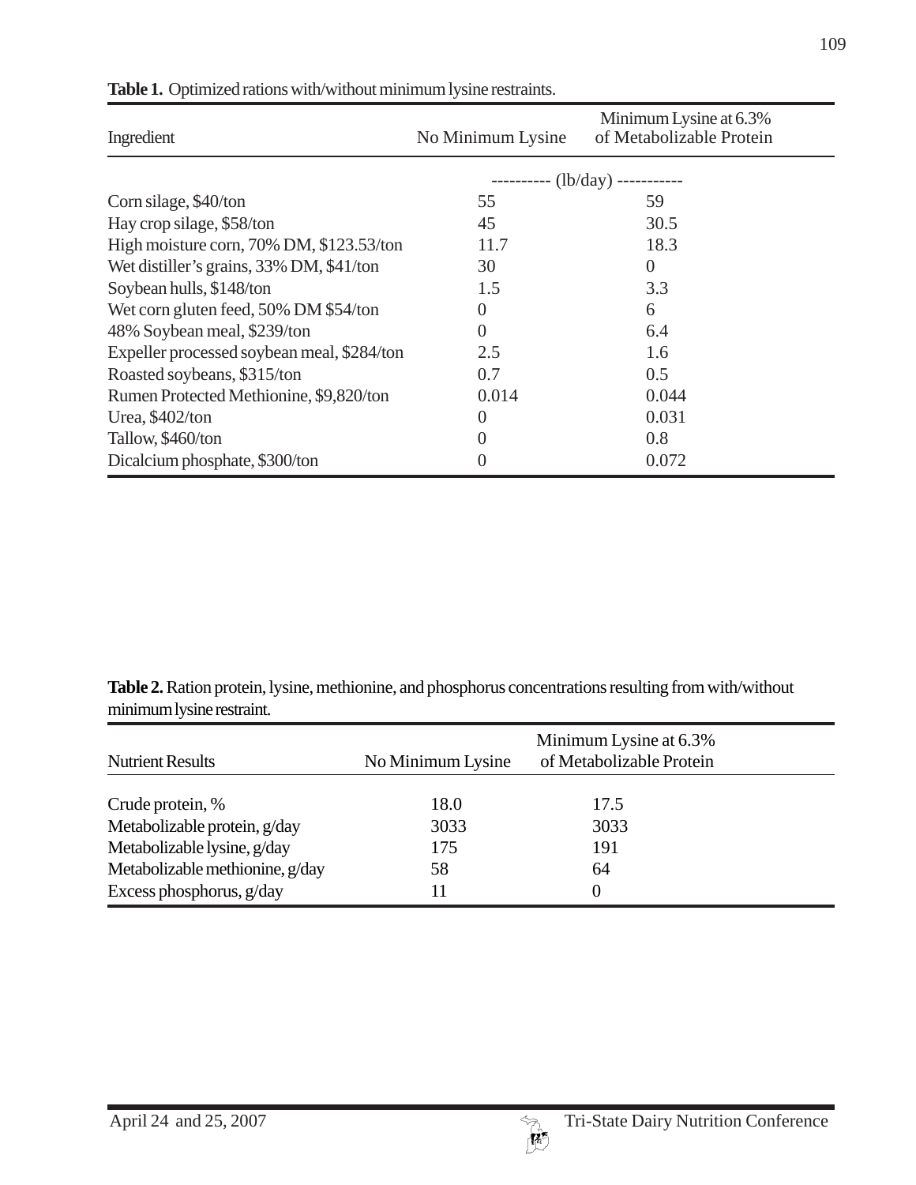**Table 1.** Optimized rations with/without minimum lysine restraints.

| Ingredient | No Minimum Lysine | Minimum Lysine at 6.3% of Metabolizable Protein |
|---|---|---|
| | ---------- (lb/day) ----------- | |
| Corn silage, $40/ton | 55 | 59 |
| Hay crop silage, $58/ton | 45 | 30.5 |
| High moisture corn, 70% DM, $123.53/ton | 11.7 | 18.3 |
| Wet distiller's grains, 33% DM, $41/ton | 30 | 0 |
| Soybean hulls, $148/ton | 1.5 | 3.3 |
| Wet corn gluten feed, 50% DM $54/ton | 0 | 6 |
| 48% Soybean meal, $239/ton | 0 | 6.4 |
| Expeller processed soybean meal, $284/ton | 2.5 | 1.6 |
| Roasted soybeans, $315/ton | 0.7 | 0.5 |
| Rumen Protected Methionine, $9,820/ton | 0.014 | 0.044 |
| Urea, $402/ton | 0 | 0.031 |
| Tallow, $460/ton | 0 | 0.8 |
| Dicalcium phosphate, $300/ton | 0 | 0.072 |

**Table 2.** Ration protein, lysine, methionine, and phosphorus concentrations resulting from with/without minimum lysine restraint.

| Nutrient Results | No Minimum Lysine | Minimum Lysine at 6.3% of Metabolizable Protein |
|---|---|---|
| Crude protein, % | 18.0 | 17.5 |
| Metabolizable protein, g/day | 3033 | 3033 |
| Metabolizable lysine, g/day | 175 | 191 |
| Metabolizable methionine, g/day | 58 | 64 |
| Excess phosphorus, g/day | 11 | 0 |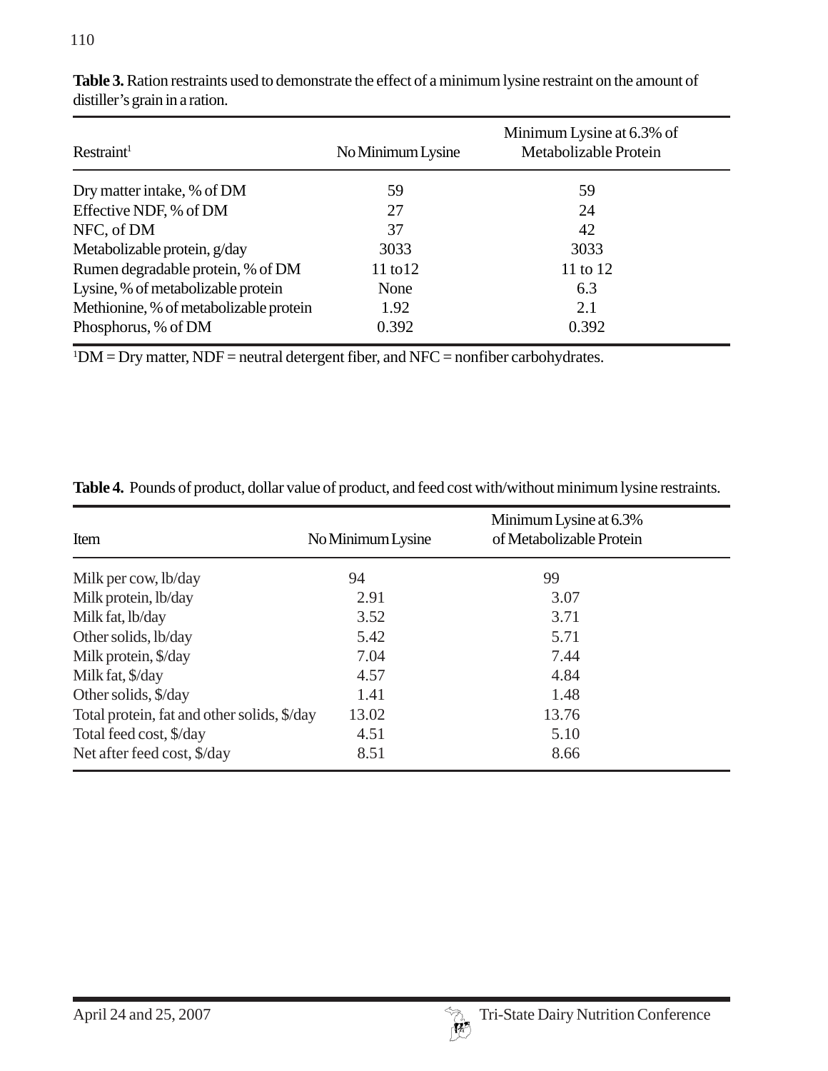**Table 3.** Ration restraints used to demonstrate the effect of a minimum lysine restraint on the amount of distiller's grain in a ration.

| Restraint[1] | No Minimum Lysine | Minimum Lysine at 6.3% of Metabolizable Protein |
|---|---|---|
| Dry matter intake, % of DM | 59 | 59 |
| Effective NDF, % of DM | 27 | 24 |
| NFC, of DM | 37 | 42 |
| Metabolizable protein, g/day | 3033 | 3033 |
| Rumen degradable protein, % of DM | 11 to12 | 11 to 12 |
| Lysine, % of metabolizable protein | None | 6.3 |
| Methionine, % of metabolizable protein | 1.92 | 2.1 |
| Phosphorus, % of DM | 0.392 | 0.392 |

[1]DM = Dry matter, NDF = neutral detergent fiber, and NFC = nonfiber carbohydrates.

**Table 4.** Pounds of product, dollar value of product, and feed cost with/without minimum lysine restraints.

| Item | No Minimum Lysine | Minimum Lysine at 6.3% of Metabolizable Protein |
|---|---|---|
| Milk per cow, lb/day | 94 | 99 |
| Milk protein, lb/day | 2.91 | 3.07 |
| Milk fat, lb/day | 3.52 | 3.71 |
| Other solids, lb/day | 5.42 | 5.71 |
| Milk protein, $/day | 7.04 | 7.44 |
| Milk fat, $/day | 4.57 | 4.84 |
| Other solids, $/day | 1.41 | 1.48 |
| Total protein, fat and other solids, $/day | 13.02 | 13.76 |
| Total feed cost, $/day | 4.51 | 5.10 |
| Net after feed cost, $/day | 8.51 | 8.66 |